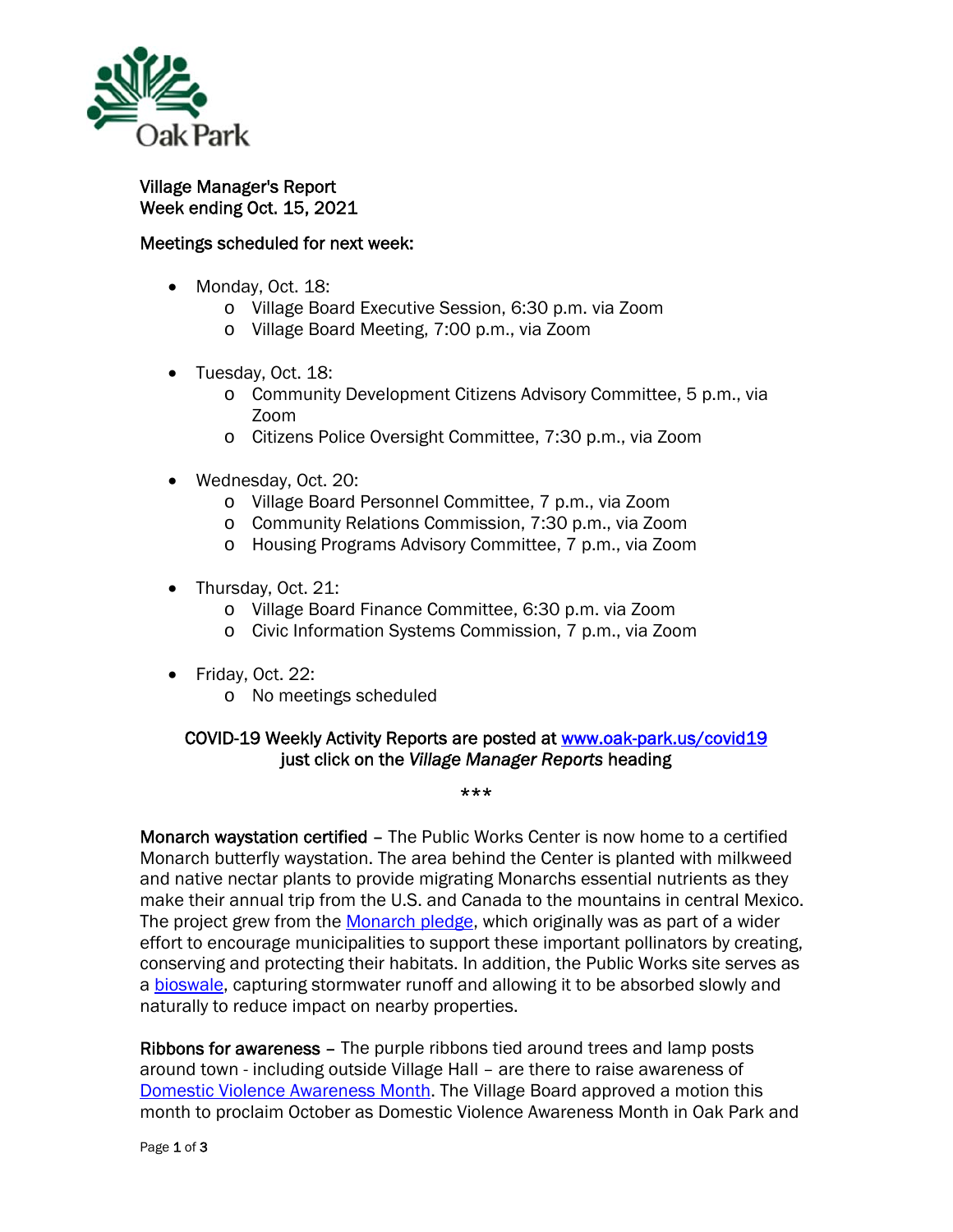Oak Park

Village Manager's Report
Week ending Oct. 15, 2021

Meetings scheduled for next week:

- Monday, Oct. 18:
  - Village Board Executive Session, 6:30 p.m. via Zoom
  - Village Board Meeting, 7:00 p.m., via Zoom
- Tuesday, Oct. 18:
  - Community Development Citizens Advisory Committee, 5 p.m., via Zoom
  - Citizens Police Oversight Committee, 7:30 p.m., via Zoom
- Wednesday, Oct. 20:
  - Village Board Personnel Committee, 7 p.m., via Zoom
  - Community Relations Commission, 7:30 p.m., via Zoom
  - Housing Programs Advisory Committee, 7 p.m., via Zoom
- Thursday, Oct. 21:
  - Village Board Finance Committee, 6:30 p.m. via Zoom
  - Civic Information Systems Commission, 7 p.m., via Zoom
- Friday, Oct. 22:
  - No meetings scheduled

COVID-19 Weekly Activity Reports are posted at www.oak-park.us/covid19 just click on the *Village Manager Reports* heading

***

**Monarch waystation certified** – The Public Works Center is now home to a certified Monarch butterfly waystation. The area behind the Center is planted with milkweed and native nectar plants to provide migrating Monarchs essential nutrients as they make their annual trip from the U.S. and Canada to the mountains in central Mexico. The project grew from the Monarch pledge, which originally was as part of a wider effort to encourage municipalities to support these important pollinators by creating, conserving and protecting their habitats. In addition, the Public Works site serves as a bioswale, capturing stormwater runoff and allowing it to be absorbed slowly and naturally to reduce impact on nearby properties.

**Ribbons for awareness** – The purple ribbons tied around trees and lamp posts around town - including outside Village Hall – are there to raise awareness of Domestic Violence Awareness Month. The Village Board approved a motion this month to proclaim October as Domestic Violence Awareness Month in Oak Park and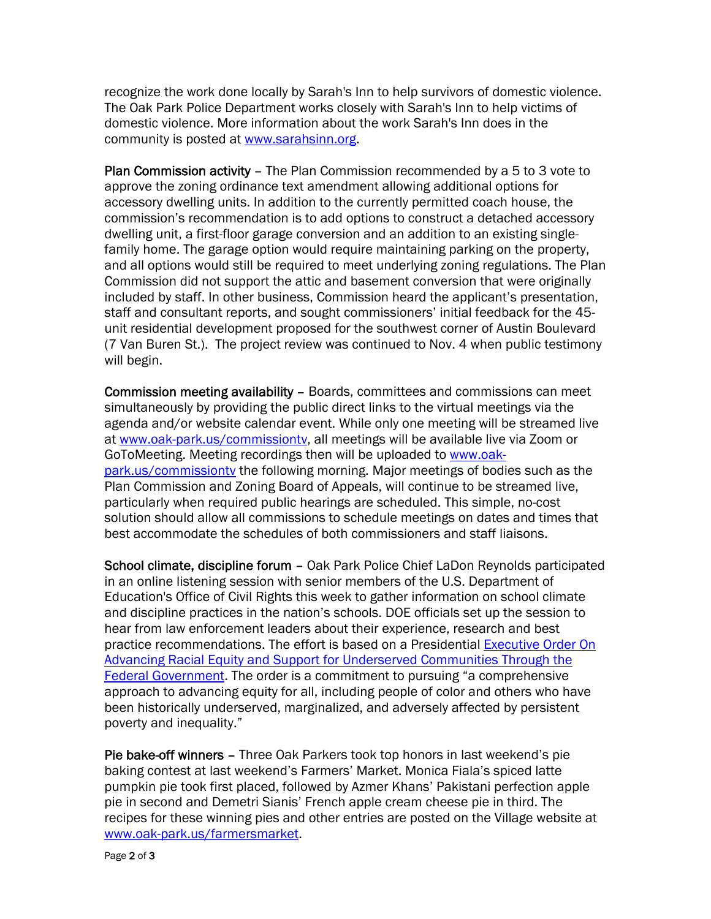recognize the work done locally by Sarah's Inn to help survivors of domestic violence. The Oak Park Police Department works closely with Sarah's Inn to help victims of domestic violence. More information about the work Sarah's Inn does in the community is posted at [www.sarahsinn.org](www.sarahsinn.org).

**Plan Commission activity** – The Plan Commission recommended by a 5 to 3 vote to approve the zoning ordinance text amendment allowing additional options for accessory dwelling units. In addition to the currently permitted coach house, the commission's recommendation is to add options to construct a detached accessory dwelling unit, a first-floor garage conversion and an addition to an existing single-family home. The garage option would require maintaining parking on the property, and all options would still be required to meet underlying zoning regulations. The Plan Commission did not support the attic and basement conversion that were originally included by staff. In other business, Commission heard the applicant's presentation, staff and consultant reports, and sought commissioners' initial feedback for the 45-unit residential development proposed for the southwest corner of Austin Boulevard (7 Van Buren St.). The project review was continued to Nov. 4 when public testimony will begin.

**Commission meeting availability** – Boards, committees and commissions can meet simultaneously by providing the public direct links to the virtual meetings via the agenda and/or website calendar event. While only one meeting will be streamed live at [www.oak-park.us/commissiontv](www.oak-park.us/commissiontv), all meetings will be available live via Zoom or GoToMeeting. Meeting recordings then will be uploaded to [www.oak-park.us/commissiontv](www.oak-park.us/commissiontv) the following morning. Major meetings of bodies such as the Plan Commission and Zoning Board of Appeals, will continue to be streamed live, particularly when required public hearings are scheduled. This simple, no-cost solution should allow all commissions to schedule meetings on dates and times that best accommodate the schedules of both commissioners and staff liaisons.

**School climate, discipline forum** – Oak Park Police Chief LaDon Reynolds participated in an online listening session with senior members of the U.S. Department of Education's Office of Civil Rights this week to gather information on school climate and discipline practices in the nation's schools. DOE officials set up the session to hear from law enforcement leaders about their experience, research and best practice recommendations. The effort is based on a Presidential Executive Order On Advancing Racial Equity and Support for Underserved Communities Through the Federal Government. The order is a commitment to pursuing "a comprehensive approach to advancing equity for all, including people of color and others who have been historically underserved, marginalized, and adversely affected by persistent poverty and inequality."

**Pie bake-off winners** – Three Oak Parkers took top honors in last weekend's pie baking contest at last weekend's Farmers' Market. Monica Fiala's spiced latte pumpkin pie took first placed, followed by Azmer Khans' Pakistani perfection apple pie in second and Demetri Sianis' French apple cream cheese pie in third. The recipes for these winning pies and other entries are posted on the Village website at [www.oak-park.us/farmersmarket](www.oak-park.us/farmersmarket).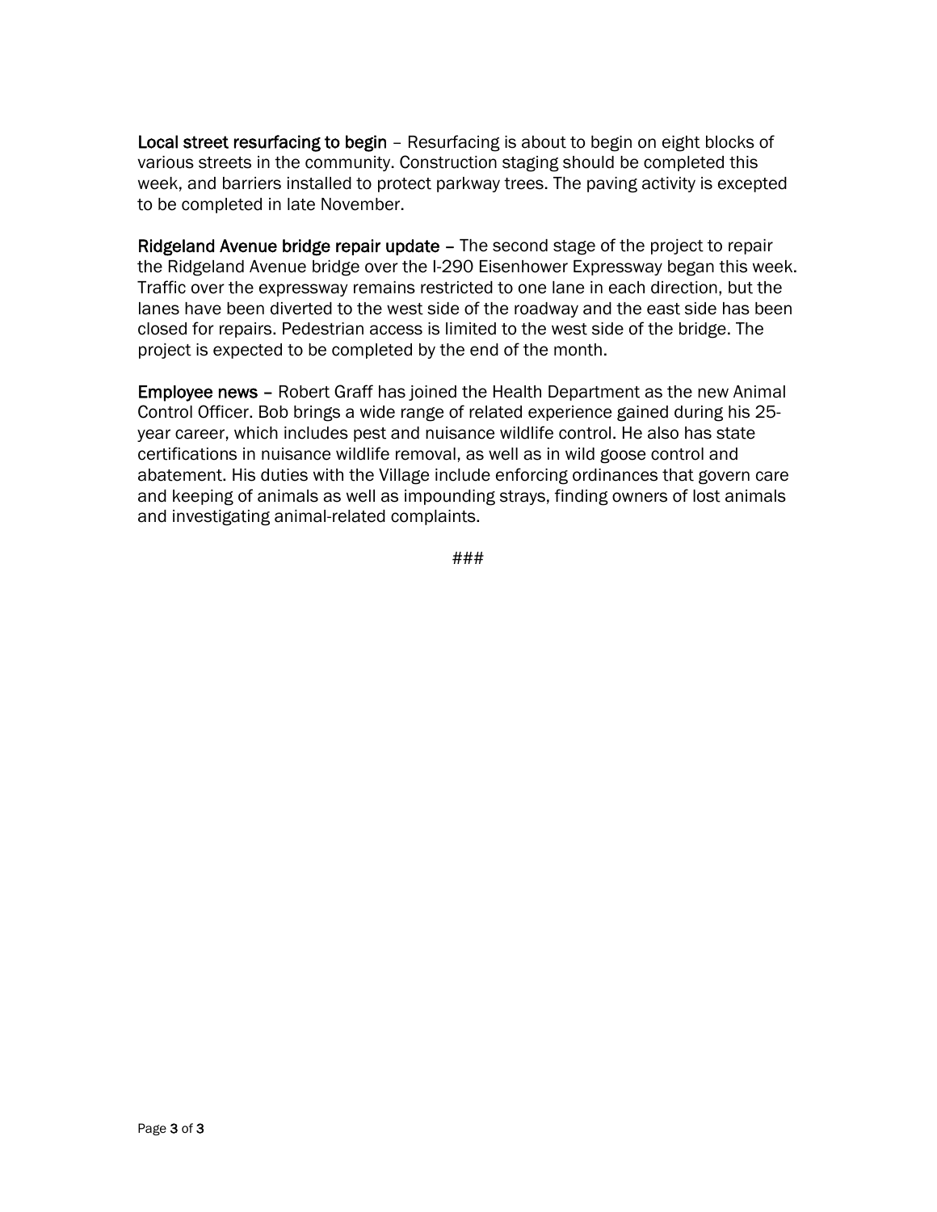**Local street resurfacing to begin** – Resurfacing is about to begin on eight blocks of various streets in the community. Construction staging should be completed this week, and barriers installed to protect parkway trees. The paving activity is excepted to be completed in late November.

**Ridgeland Avenue bridge repair update** – The second stage of the project to repair the Ridgeland Avenue bridge over the I-290 Eisenhower Expressway began this week. Traffic over the expressway remains restricted to one lane in each direction, but the lanes have been diverted to the west side of the roadway and the east side has been closed for repairs. Pedestrian access is limited to the west side of the bridge. The project is expected to be completed by the end of the month.

**Employee news** – Robert Graff has joined the Health Department as the new Animal Control Officer. Bob brings a wide range of related experience gained during his 25-year career, which includes pest and nuisance wildlife control. He also has state certifications in nuisance wildlife removal, as well as in wild goose control and abatement. His duties with the Village include enforcing ordinances that govern care and keeping of animals as well as impounding strays, finding owners of lost animals and investigating animal-related complaints.

###